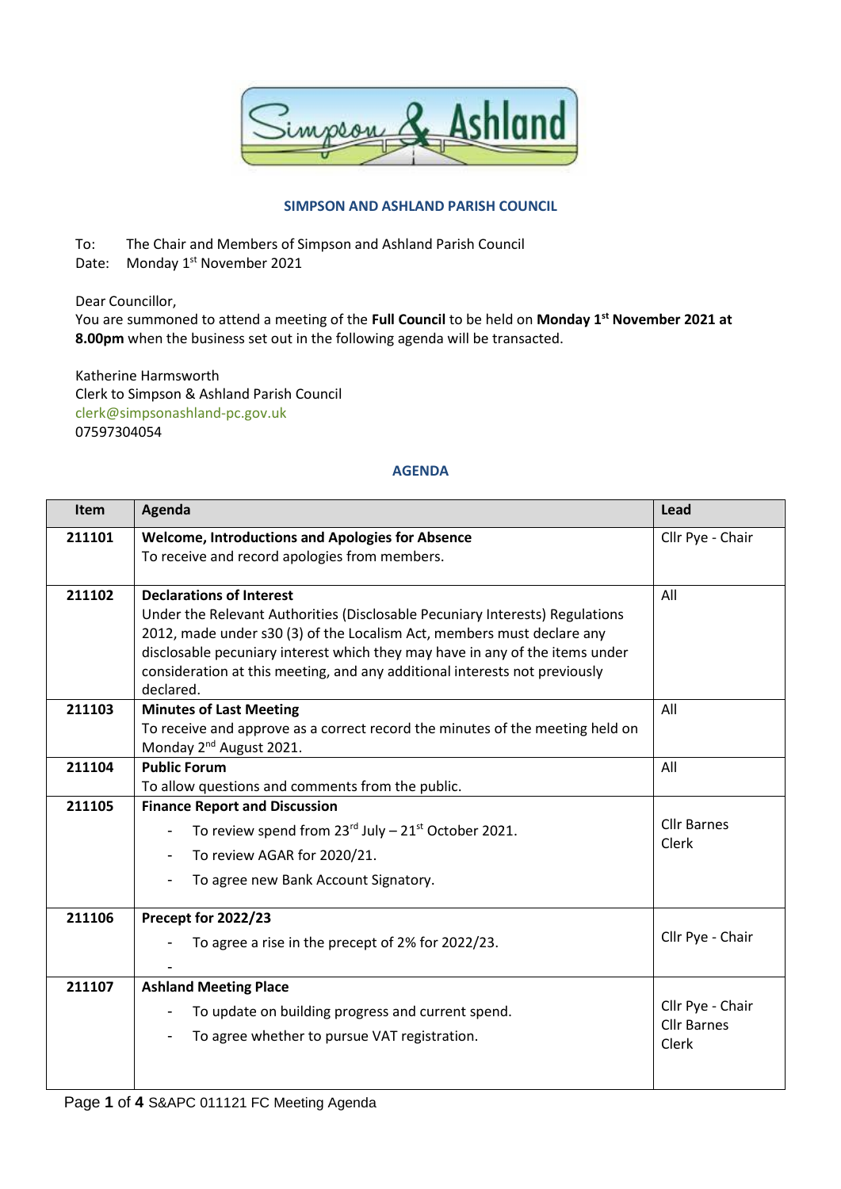## SIMPSON AND ASHLAND PARISH COUNCIL

To: The Chair and Members of Simpson and Ashland Parish Council
Date: Monday 1st November 2021

Dear Councillor,
You are summoned to attend a meeting of the **Full Council** to be held on **Monday 1st November 2021 at 8.00pm** when the business set out in the following agenda will be transacted.

Katherine Harmsworth
Clerk to Simpson & Ashland Parish Council
clerk@simpsonashland-pc.gov.uk
07597304054

## AGENDA

| Item | Agenda | Lead |
|---|---|---|
| 211101 | **Welcome, Introductions and Apologies for Absence**<br>To receive and record apologies from members. | Cllr Pye - Chair |
| 211102 | **Declarations of Interest**<br>Under the Relevant Authorities (Disclosable Pecuniary Interests) Regulations 2012, made under s30 (3) of the Localism Act, members must declare any disclosable pecuniary interest which they may have in any of the items under consideration at this meeting, and any additional interests not previously declared. | All |
| 211103 | **Minutes of Last Meeting**<br>To receive and approve as a correct record the minutes of the meeting held on Monday 2nd August 2021. | All |
| 211104 | **Public Forum**<br>To allow questions and comments from the public. | All |
| 211105 | **Finance Report and Discussion**<br>- To review spend from 23rd July – 21st October 2021.<br>- To review AGAR for 2020/21.<br>- To agree new Bank Account Signatory. | Cllr Barnes<br>Clerk |
| 211106 | **Precept for 2022/23**<br>- To agree a rise in the precept of 2% for 2022/23.<br>- | Cllr Pye - Chair |
| 211107 | **Ashland Meeting Place**<br>- To update on building progress and current spend.<br>- To agree whether to pursue VAT registration. | Cllr Pye - Chair<br>Cllr Barnes<br>Clerk |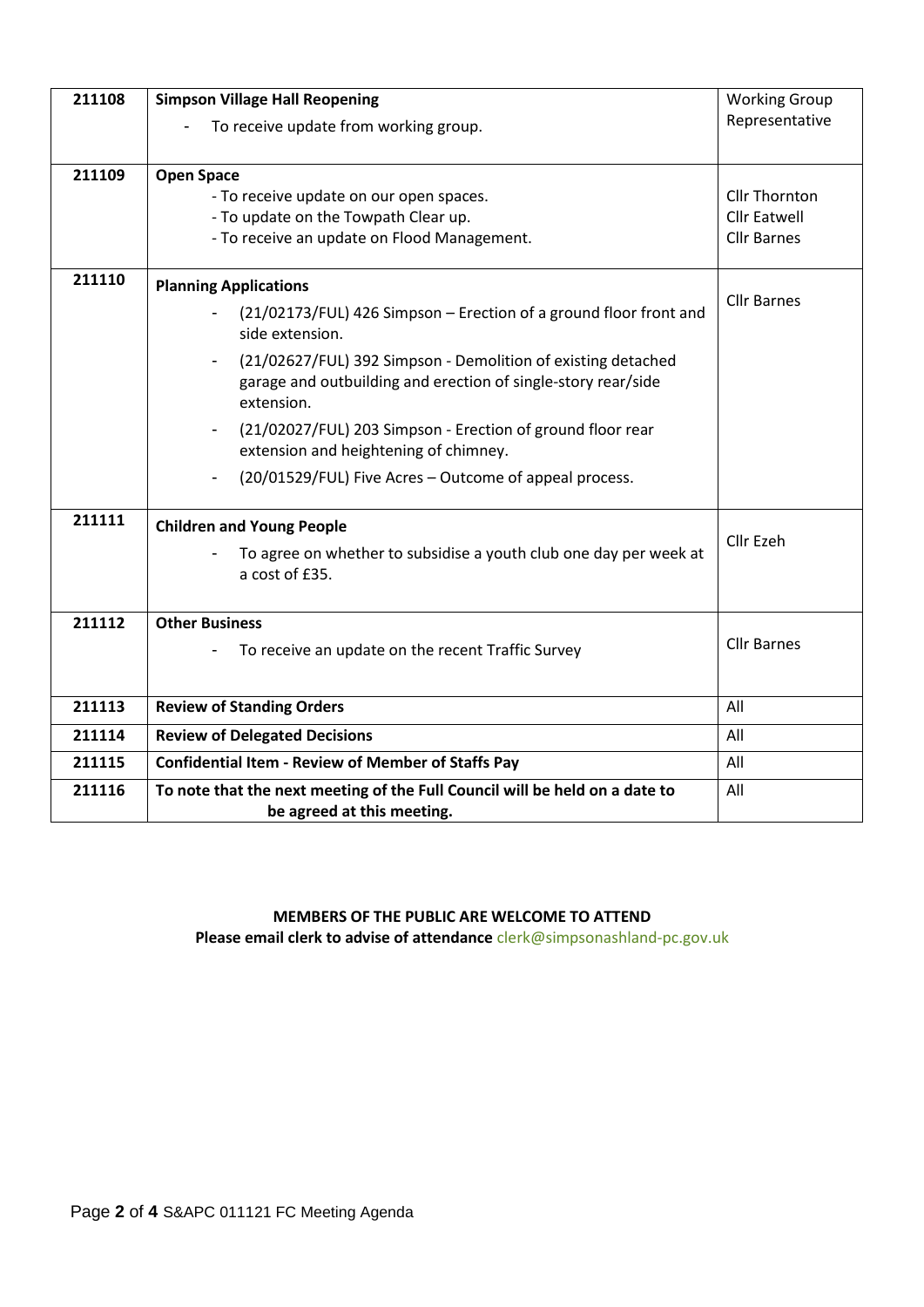| | | |
|---|---|---|
| 211108 | **Simpson Village Hall Reopening**<br>- To receive update from working group. | Working Group Representative |
| 211109 | **Open Space**<br>- To receive update on our open spaces.<br>- To update on the Towpath Clear up.<br>- To receive an update on Flood Management. | Cllr Thornton<br>Cllr Eatwell<br>Cllr Barnes |
| 211110 | **Planning Applications**<br>- (21/02173/FUL) 426 Simpson – Erection of a ground floor front and side extension.<br>- (21/02627/FUL) 392 Simpson - Demolition of existing detached garage and outbuilding and erection of single-story rear/side extension.<br>- (21/02027/FUL) 203 Simpson - Erection of ground floor rear extension and heightening of chimney.<br>- (20/01529/FUL) Five Acres – Outcome of appeal process. | Cllr Barnes |
| 211111 | **Children and Young People**<br>- To agree on whether to subsidise a youth club one day per week at a cost of £35. | Cllr Ezeh |
| 211112 | **Other Business**<br>- To receive an update on the recent Traffic Survey | Cllr Barnes |
| 211113 | **Review of Standing Orders** | All |
| 211114 | **Review of Delegated Decisions** | All |
| 211115 | **Confidential Item - Review of Member of Staffs Pay** | All |
| 211116 | **To note that the next meeting of the Full Council will be held on a date to be agreed at this meeting.** | All |

**MEMBERS OF THE PUBLIC ARE WELCOME TO ATTEND**

**Please email clerk to advise of attendance** clerk@simpsonashland-pc.gov.uk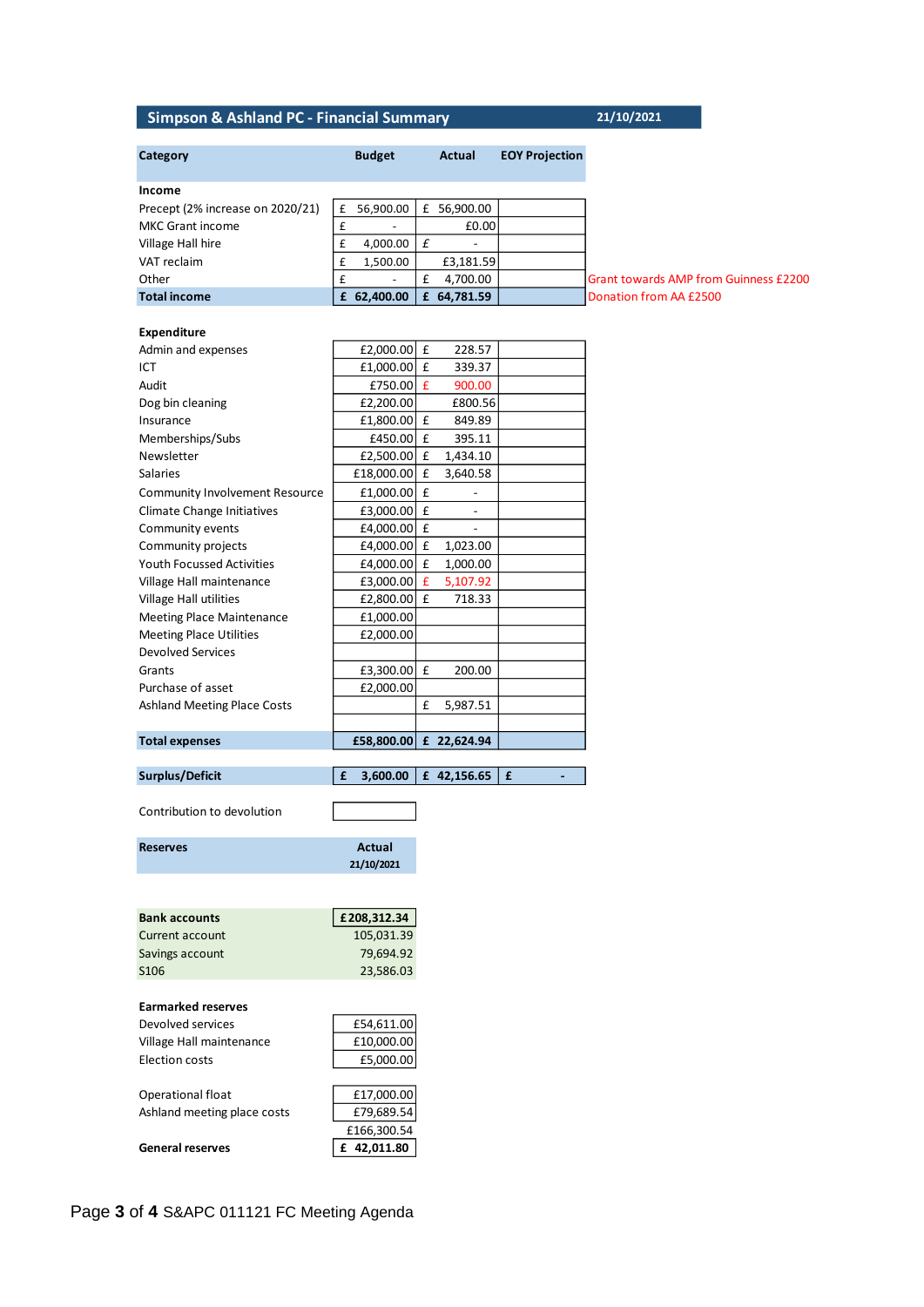## Simpson & Ashland PC - Financial Summary

21/10/2021

| Category | Budget | Actual | EOY Projection | |
|---|---|---|---|---|
| **Income** | | | | |
| Precept (2% increase on 2020/21) | £ 56,900.00 | £ 56,900.00 | | |
| MKC Grant income | £ - | £0.00 | | |
| Village Hall hire | £ 4,000.00 | £ - | | |
| VAT reclaim | £ 1,500.00 | £3,181.59 | | |
| Other | £ - | £ 4,700.00 | | Grant towards AMP from Guinness £2200 |
| **Total income** | **£ 62,400.00** | **£ 64,781.59** | | Donation from AA £2500 |
| **Expenditure** | | | | |
| Admin and expenses | £2,000.00 | £ 228.57 | | |
| ICT | £1,000.00 | £ 339.37 | | |
| Audit | £750.00 | £ 900.00 | | |
| Dog bin cleaning | £2,200.00 | £800.56 | | |
| Insurance | £1,800.00 | £ 849.89 | | |
| Memberships/Subs | £450.00 | £ 395.11 | | |
| Newsletter | £2,500.00 | £ 1,434.10 | | |
| Salaries | £18,000.00 | £ 3,640.58 | | |
| Community Involvement Resource | £1,000.00 | £ - | | |
| Climate Change Initiatives | £3,000.00 | £ - | | |
| Community events | £4,000.00 | £ - | | |
| Community projects | £4,000.00 | £ 1,023.00 | | |
| Youth Focussed Activities | £4,000.00 | £ 1,000.00 | | |
| Village Hall maintenance | £3,000.00 | £ 5,107.92 | | |
| Village Hall utilities | £2,800.00 | £ 718.33 | | |
| Meeting Place Maintenance | £1,000.00 | | | |
| Meeting Place Utilities | £2,000.00 | | | |
| Devolved Services | | | | |
| Grants | £3,300.00 | £ 200.00 | | |
| Purchase of asset | £2,000.00 | | | |
| Ashland Meeting Place Costs | | £ 5,987.51 | | |
| **Total expenses** | **£58,800.00** | **£ 22,624.94** | | |
| **Surplus/Deficit** | **£ 3,600.00** | **£ 42,156.65** | **£ -** | |

Contribution to devolution

| Reserves | Actual 21/10/2021 |
|---|---|
| **Bank accounts** | **£208,312.34** |
| Current account | 105,031.39 |
| Savings account | 79,694.92 |
| S106 | 23,586.03 |
| **Earmarked reserves** | |
| Devolved services | £54,611.00 |
| Village Hall maintenance | £10,000.00 |
| Election costs | £5,000.00 |
| Operational float | £17,000.00 |
| Ashland meeting place costs | £79,689.54 |
| | £166,300.54 |
| **General reserves** | **£ 42,011.80** |

S&APC 011121 FC Meeting Agenda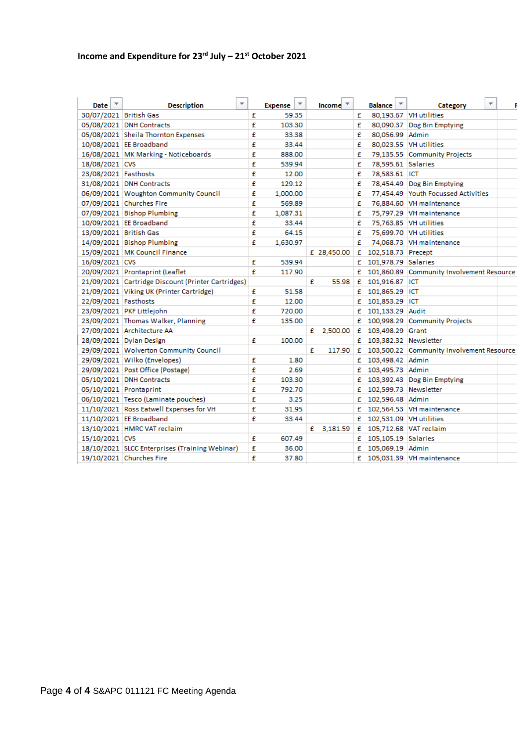**Income and Expenditure for 23rd July – 21st October 2021**

| Date | Description | Expense | Income | Balance | Category |
|---|---|---|---|---|---|
| 30/07/2021 | British Gas | £ 59.35 | | £ 80,193.67 | VH utilities |
| 05/08/2021 | DNH Contracts | £ 103.30 | | £ 80,090.37 | Dog Bin Emptying |
| 05/08/2021 | Sheila Thornton Expenses | £ 33.38 | | £ 80,056.99 | Admin |
| 10/08/2021 | EE Broadband | £ 33.44 | | £ 80,023.55 | VH utilities |
| 16/08/2021 | MK Marking - Noticeboards | £ 888.00 | | £ 79,135.55 | Community Projects |
| 18/08/2021 | CVS | £ 539.94 | | £ 78,595.61 | Salaries |
| 23/08/2021 | Fasthosts | £ 12.00 | | £ 78,583.61 | ICT |
| 31/08/2021 | DNH Contracts | £ 129.12 | | £ 78,454.49 | Dog Bin Emptying |
| 06/09/2021 | Woughton Community Council | £ 1,000.00 | | £ 77,454.49 | Youth Focussed Activities |
| 07/09/2021 | Churches Fire | £ 569.89 | | £ 76,884.60 | VH maintenance |
| 07/09/2021 | Bishop Plumbing | £ 1,087.31 | | £ 75,797.29 | VH maintenance |
| 10/09/2021 | EE Broadband | £ 33.44 | | £ 75,763.85 | VH utilities |
| 13/09/2021 | British Gas | £ 64.15 | | £ 75,699.70 | VH utilities |
| 14/09/2021 | Bishop Plumbing | £ 1,630.97 | | £ 74,068.73 | VH maintenance |
| 15/09/2021 | MK Council Finance | | £ 28,450.00 | £ 102,518.73 | Precept |
| 16/09/2021 | CVS | £ 539.94 | | £ 101,978.79 | Salaries |
| 20/09/2021 | Prontaprint (Leaflet | £ 117.90 | | £ 101,860.89 | Community Involvement Resource |
| 21/09/2021 | Cartridge Discount (Printer Cartridges) | | £ 55.98 | £ 101,916.87 | ICT |
| 21/09/2021 | Viking UK (Printer Cartridge) | £ 51.58 | | £ 101,865.29 | ICT |
| 22/09/2021 | Fasthosts | £ 12.00 | | £ 101,853.29 | ICT |
| 23/09/2021 | PKF Littlejohn | £ 720.00 | | £ 101,133.29 | Audit |
| 23/09/2021 | Thomas Walker, Planning | £ 135.00 | | £ 100,998.29 | Community Projects |
| 27/09/2021 | Architecture AA | | £ 2,500.00 | £ 103,498.29 | Grant |
| 28/09/2021 | Dylan Design | £ 100.00 | | £ 103,382.32 | Newsletter |
| 29/09/2021 | Wolverton Community Council | | £ 117.90 | £ 103,500.22 | Community Involvement Resource |
| 29/09/2021 | Wilko (Envelopes) | £ 1.80 | | £ 103,498.42 | Admin |
| 29/09/2021 | Post Office (Postage) | £ 2.69 | | £ 103,495.73 | Admin |
| 05/10/2021 | DNH Contracts | £ 103.30 | | £ 103,392.43 | Dog Bin Emptying |
| 05/10/2021 | Prontaprint | £ 792.70 | | £ 102,599.73 | Newsletter |
| 06/10/2021 | Tesco (Laminate pouches) | £ 3.25 | | £ 102,596.48 | Admin |
| 11/10/2021 | Ross Eatwell Expenses for VH | £ 31.95 | | £ 102,564.53 | VH maintenance |
| 11/10/2021 | EE Broadband | £ 33.44 | | £ 102,531.09 | VH utilities |
| 13/10/2021 | HMRC VAT reclaim | | £ 3,181.59 | £ 105,712.68 | VAT reclaim |
| 15/10/2021 | CVS | £ 607.49 | | £ 105,105.19 | Salaries |
| 18/10/2021 | SLCC Enterprises (Training Webinar) | £ 36.00 | | £ 105,069.19 | Admin |
| 19/10/2021 | Churches Fire | £ 37.80 | | £ 105,031.39 | VH maintenance |